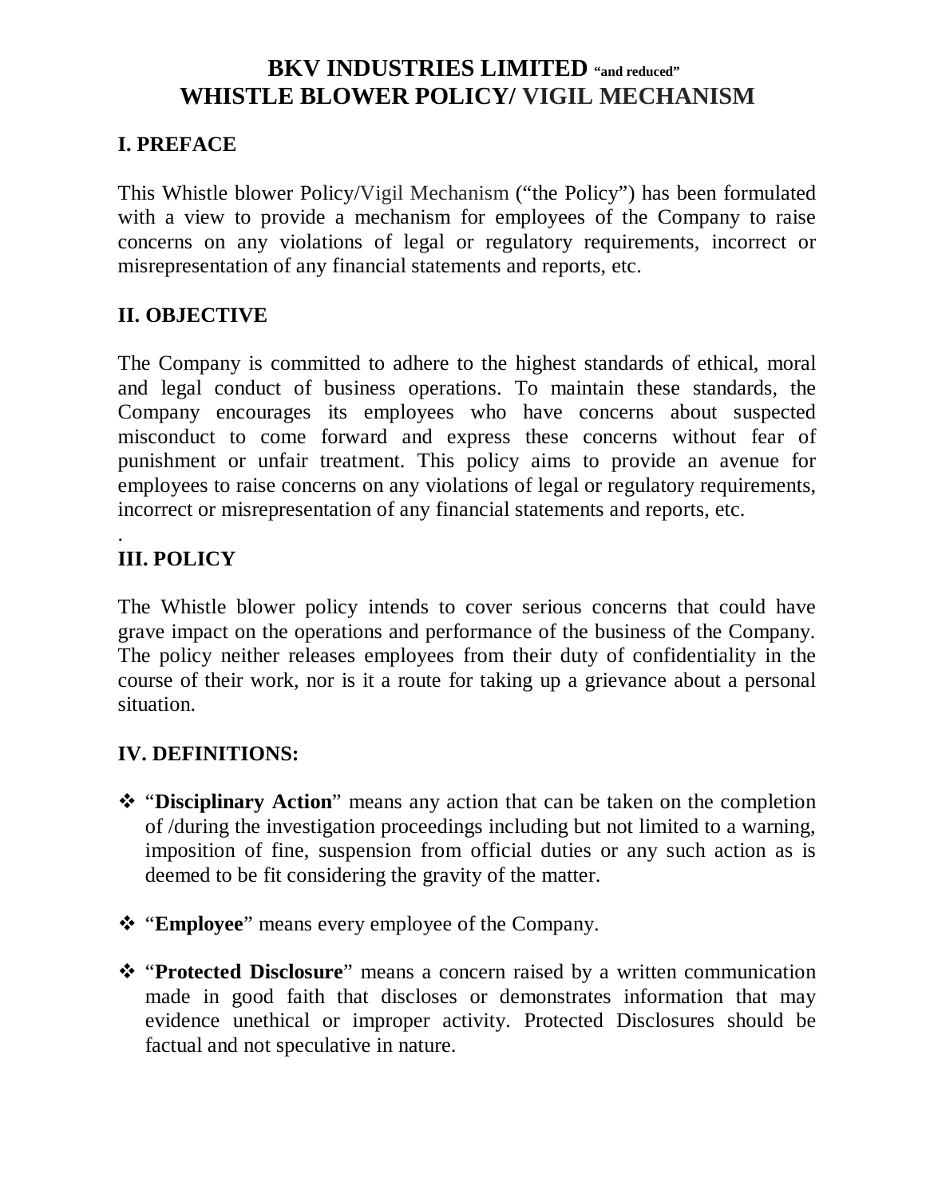# BKV INDUSTRIES LIMITED "and reduced"
# WHISTLE BLOWER POLICY/ VIGIL MECHANISM

## I. PREFACE

This Whistle blower Policy/Vigil Mechanism ("the Policy") has been formulated with a view to provide a mechanism for employees of the Company to raise concerns on any violations of legal or regulatory requirements, incorrect or misrepresentation of any financial statements and reports, etc.

## II. OBJECTIVE

The Company is committed to adhere to the highest standards of ethical, moral and legal conduct of business operations. To maintain these standards, the Company encourages its employees who have concerns about suspected misconduct to come forward and express these concerns without fear of punishment or unfair treatment. This policy aims to provide an avenue for employees to raise concerns on any violations of legal or regulatory requirements, incorrect or misrepresentation of any financial statements and reports, etc.

.

## III. POLICY

The Whistle blower policy intends to cover serious concerns that could have grave impact on the operations and performance of the business of the Company. The policy neither releases employees from their duty of confidentiality in the course of their work, nor is it a route for taking up a grievance about a personal situation.

## IV. DEFINITIONS:

- "**Disciplinary Action**" means any action that can be taken on the completion of /during the investigation proceedings including but not limited to a warning, imposition of fine, suspension from official duties or any such action as is deemed to be fit considering the gravity of the matter.

- "**Employee**" means every employee of the Company.

- "**Protected Disclosure**" means a concern raised by a written communication made in good faith that discloses or demonstrates information that may evidence unethical or improper activity. Protected Disclosures should be factual and not speculative in nature.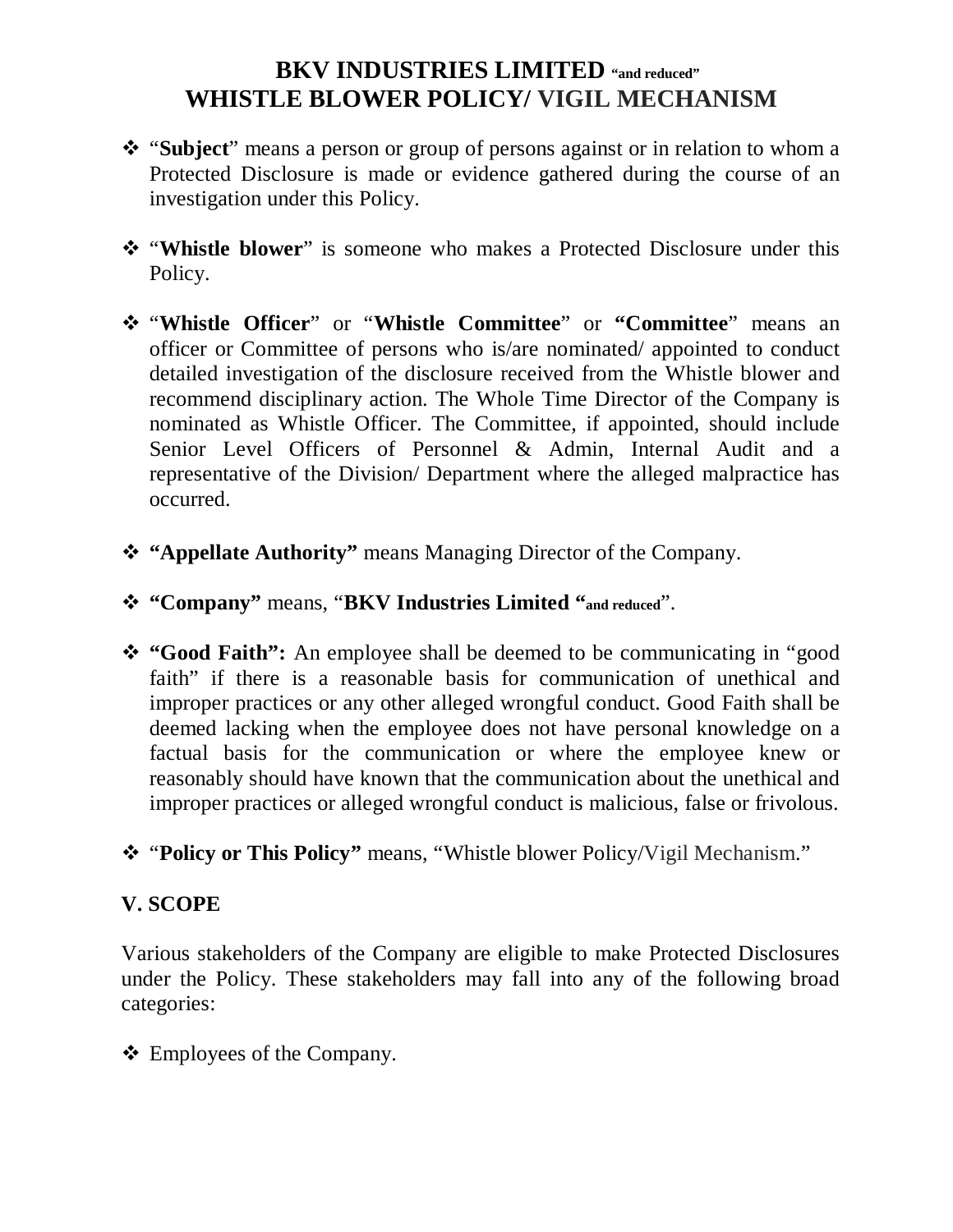# BKV INDUSTRIES LIMITED "and reduced"
# WHISTLE BLOWER POLICY/ VIGIL MECHANISM

- "**Subject**" means a person or group of persons against or in relation to whom a Protected Disclosure is made or evidence gathered during the course of an investigation under this Policy.

- "**Whistle blower**" is someone who makes a Protected Disclosure under this Policy.

- "**Whistle Officer**" or "**Whistle Committee**" or **"Committee**" means an officer or Committee of persons who is/are nominated/ appointed to conduct detailed investigation of the disclosure received from the Whistle blower and recommend disciplinary action. The Whole Time Director of the Company is nominated as Whistle Officer. The Committee, if appointed, should include Senior Level Officers of Personnel & Admin, Internal Audit and a representative of the Division/ Department where the alleged malpractice has occurred.

- **"Appellate Authority"** means Managing Director of the Company.

- **"Company"** means, "**BKV Industries Limited "and reduced**".

- **"Good Faith":** An employee shall be deemed to be communicating in "good faith" if there is a reasonable basis for communication of unethical and improper practices or any other alleged wrongful conduct. Good Faith shall be deemed lacking when the employee does not have personal knowledge on a factual basis for the communication or where the employee knew or reasonably should have known that the communication about the unethical and improper practices or alleged wrongful conduct is malicious, false or frivolous.

- "**Policy or This Policy"** means, "Whistle blower Policy/Vigil Mechanism."

## V. SCOPE

Various stakeholders of the Company are eligible to make Protected Disclosures under the Policy. These stakeholders may fall into any of the following broad categories:

- Employees of the Company.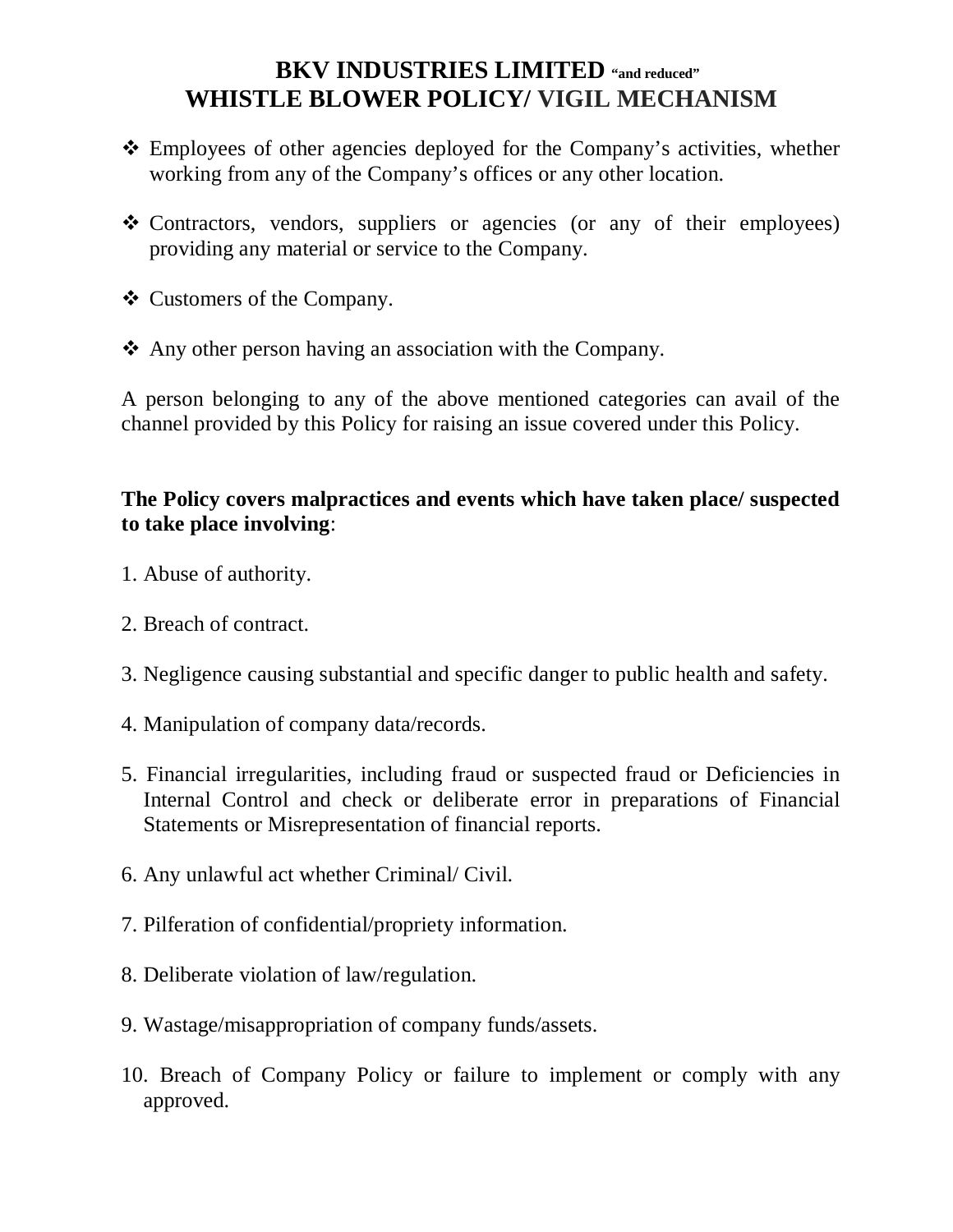- Employees of other agencies deployed for the Company's activities, whether working from any of the Company's offices or any other location.

- Contractors, vendors, suppliers or agencies (or any of their employees) providing any material or service to the Company.

- Customers of the Company.

- Any other person having an association with the Company.

A person belonging to any of the above mentioned categories can avail of the channel provided by this Policy for raising an issue covered under this Policy.

**The Policy covers malpractices and events which have taken place/ suspected to take place involving**:

1. Abuse of authority.

2. Breach of contract.

3. Negligence causing substantial and specific danger to public health and safety.

4. Manipulation of company data/records.

5. Financial irregularities, including fraud or suspected fraud or Deficiencies in Internal Control and check or deliberate error in preparations of Financial Statements or Misrepresentation of financial reports.

6. Any unlawful act whether Criminal/ Civil.

7. Pilferation of confidential/propriety information.

8. Deliberate violation of law/regulation.

9. Wastage/misappropriation of company funds/assets.

10. Breach of Company Policy or failure to implement or comply with any approved.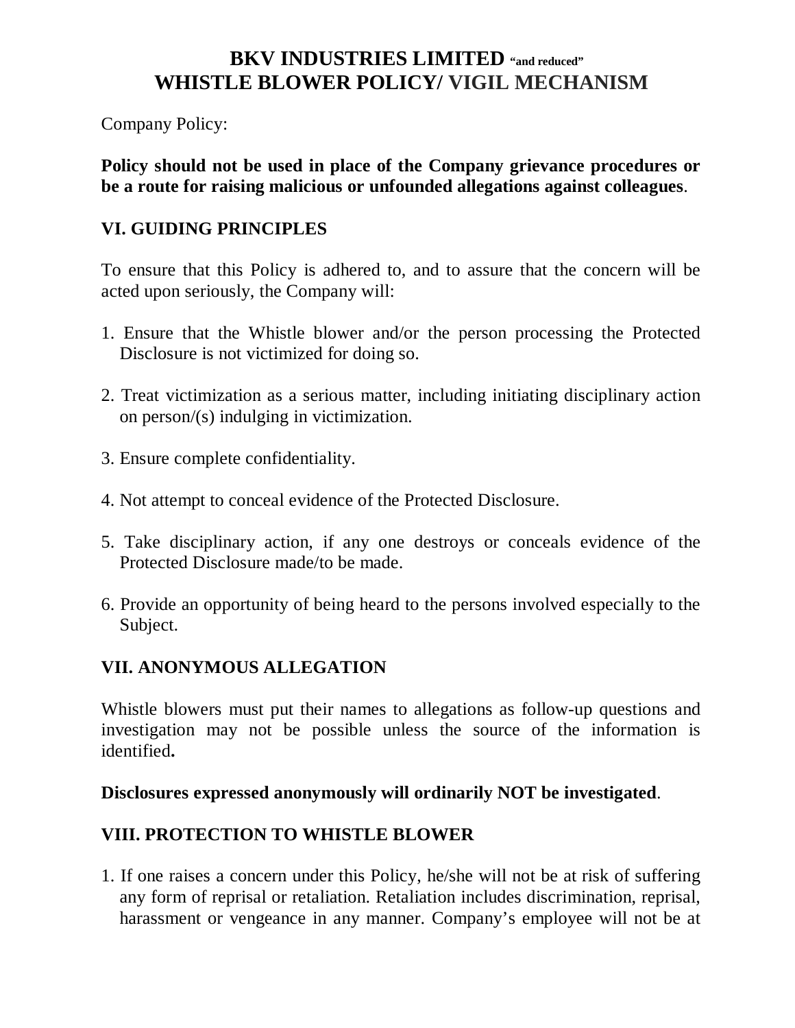# BKV INDUSTRIES LIMITED "and reduced"
# WHISTLE BLOWER POLICY/ VIGIL MECHANISM

Company Policy:

**Policy should not be used in place of the Company grievance procedures or be a route for raising malicious or unfounded allegations against colleagues**.

## VI. GUIDING PRINCIPLES

To ensure that this Policy is adhered to, and to assure that the concern will be acted upon seriously, the Company will:

1. Ensure that the Whistle blower and/or the person processing the Protected Disclosure is not victimized for doing so.
2. Treat victimization as a serious matter, including initiating disciplinary action on person/(s) indulging in victimization.
3. Ensure complete confidentiality.
4. Not attempt to conceal evidence of the Protected Disclosure.
5. Take disciplinary action, if any one destroys or conceals evidence of the Protected Disclosure made/to be made.
6. Provide an opportunity of being heard to the persons involved especially to the Subject.

## VII. ANONYMOUS ALLEGATION

Whistle blowers must put their names to allegations as follow-up questions and investigation may not be possible unless the source of the information is identified**.**

**Disclosures expressed anonymously will ordinarily NOT be investigated**.

## VIII. PROTECTION TO WHISTLE BLOWER

1. If one raises a concern under this Policy, he/she will not be at risk of suffering any form of reprisal or retaliation. Retaliation includes discrimination, reprisal, harassment or vengeance in any manner. Company's employee will not be at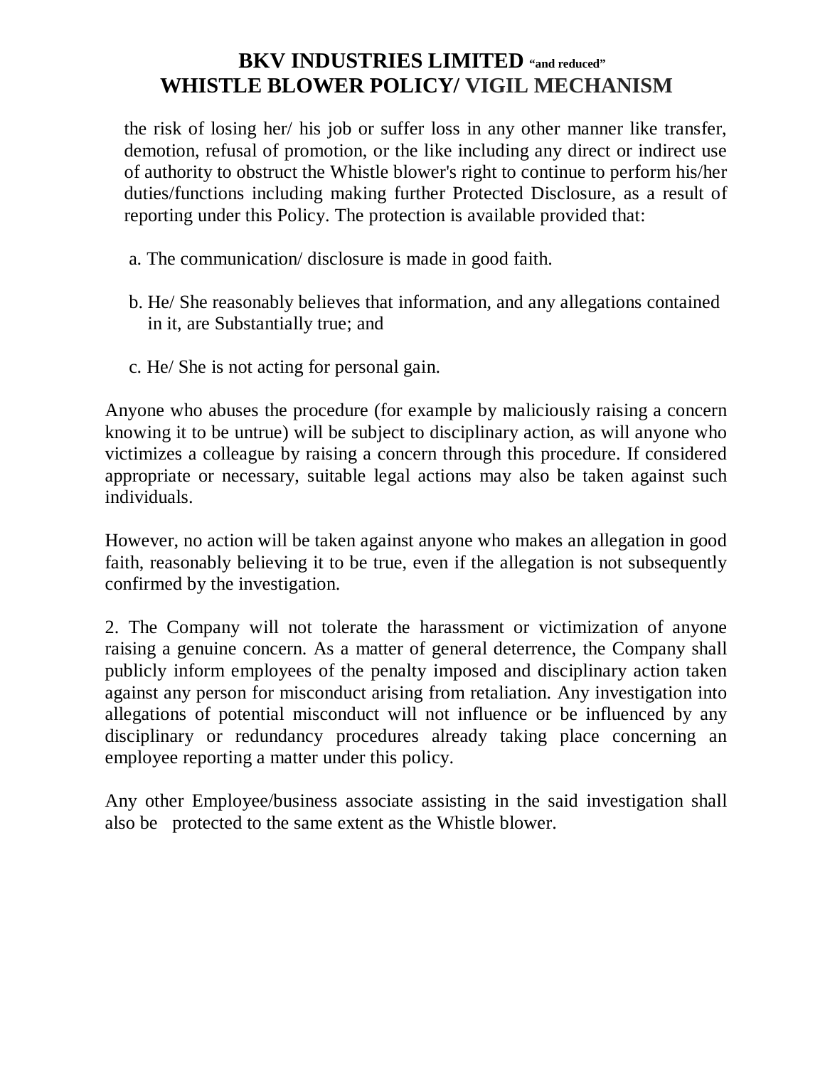the risk of losing her/ his job or suffer loss in any other manner like transfer, demotion, refusal of promotion, or the like including any direct or indirect use of authority to obstruct the Whistle blower's right to continue to perform his/her duties/functions including making further Protected Disclosure, as a result of reporting under this Policy. The protection is available provided that:

a. The communication/ disclosure is made in good faith.

b. He/ She reasonably believes that information, and any allegations contained in it, are Substantially true; and

c. He/ She is not acting for personal gain.

Anyone who abuses the procedure (for example by maliciously raising a concern knowing it to be untrue) will be subject to disciplinary action, as will anyone who victimizes a colleague by raising a concern through this procedure. If considered appropriate or necessary, suitable legal actions may also be taken against such individuals.

However, no action will be taken against anyone who makes an allegation in good faith, reasonably believing it to be true, even if the allegation is not subsequently confirmed by the investigation.

2. The Company will not tolerate the harassment or victimization of anyone raising a genuine concern. As a matter of general deterrence, the Company shall publicly inform employees of the penalty imposed and disciplinary action taken against any person for misconduct arising from retaliation. Any investigation into allegations of potential misconduct will not influence or be influenced by any disciplinary or redundancy procedures already taking place concerning an employee reporting a matter under this policy.

Any other Employee/business associate assisting in the said investigation shall also be protected to the same extent as the Whistle blower.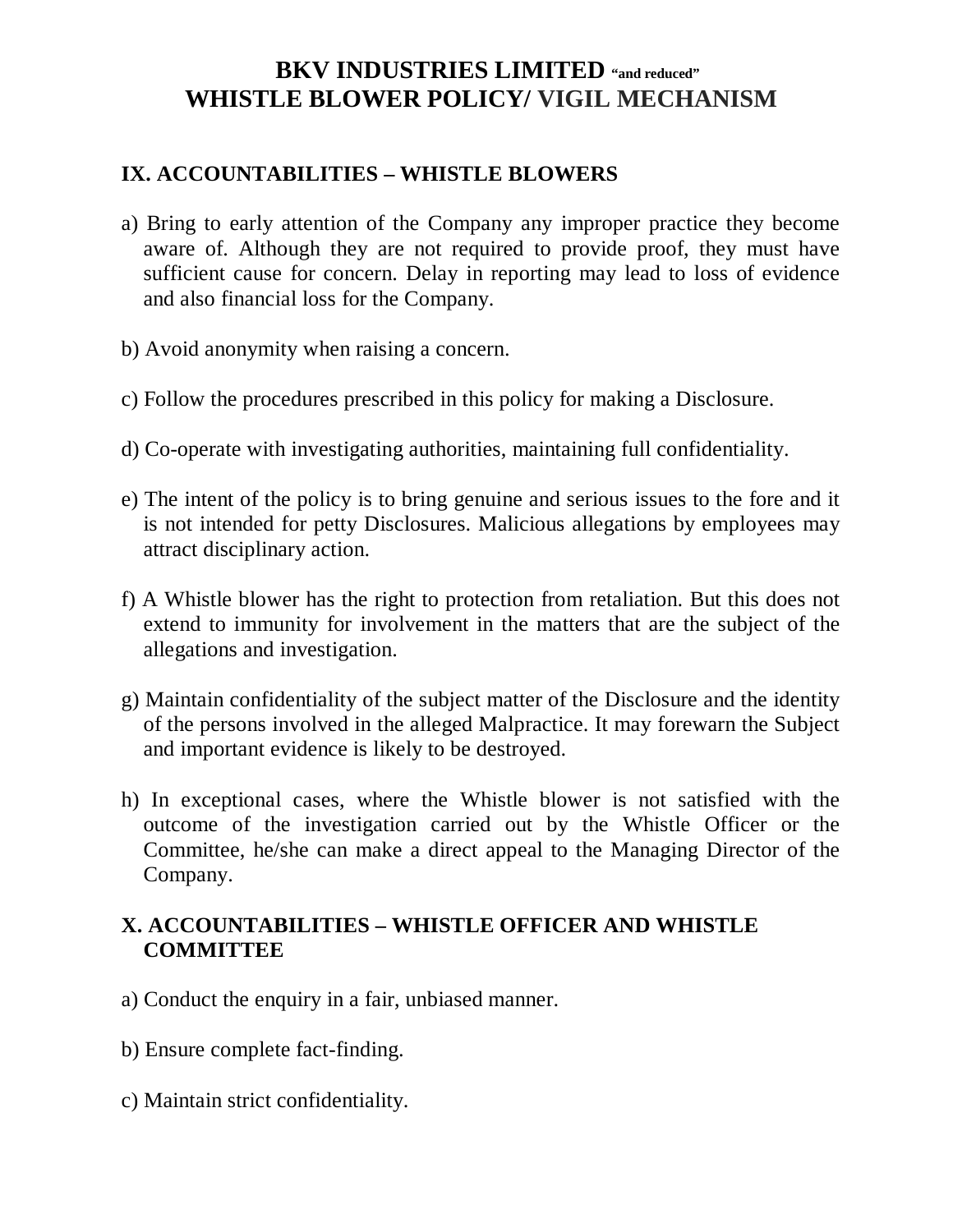## IX. ACCOUNTABILITIES – WHISTLE BLOWERS

a) Bring to early attention of the Company any improper practice they become aware of. Although they are not required to provide proof, they must have sufficient cause for concern. Delay in reporting may lead to loss of evidence and also financial loss for the Company.

b) Avoid anonymity when raising a concern.

c) Follow the procedures prescribed in this policy for making a Disclosure.

d) Co-operate with investigating authorities, maintaining full confidentiality.

e) The intent of the policy is to bring genuine and serious issues to the fore and it is not intended for petty Disclosures. Malicious allegations by employees may attract disciplinary action.

f) A Whistle blower has the right to protection from retaliation. But this does not extend to immunity for involvement in the matters that are the subject of the allegations and investigation.

g) Maintain confidentiality of the subject matter of the Disclosure and the identity of the persons involved in the alleged Malpractice. It may forewarn the Subject and important evidence is likely to be destroyed.

h) In exceptional cases, where the Whistle blower is not satisfied with the outcome of the investigation carried out by the Whistle Officer or the Committee, he/she can make a direct appeal to the Managing Director of the Company.

## X. ACCOUNTABILITIES – WHISTLE OFFICER AND WHISTLE COMMITTEE

a) Conduct the enquiry in a fair, unbiased manner.

b) Ensure complete fact-finding.

c) Maintain strict confidentiality.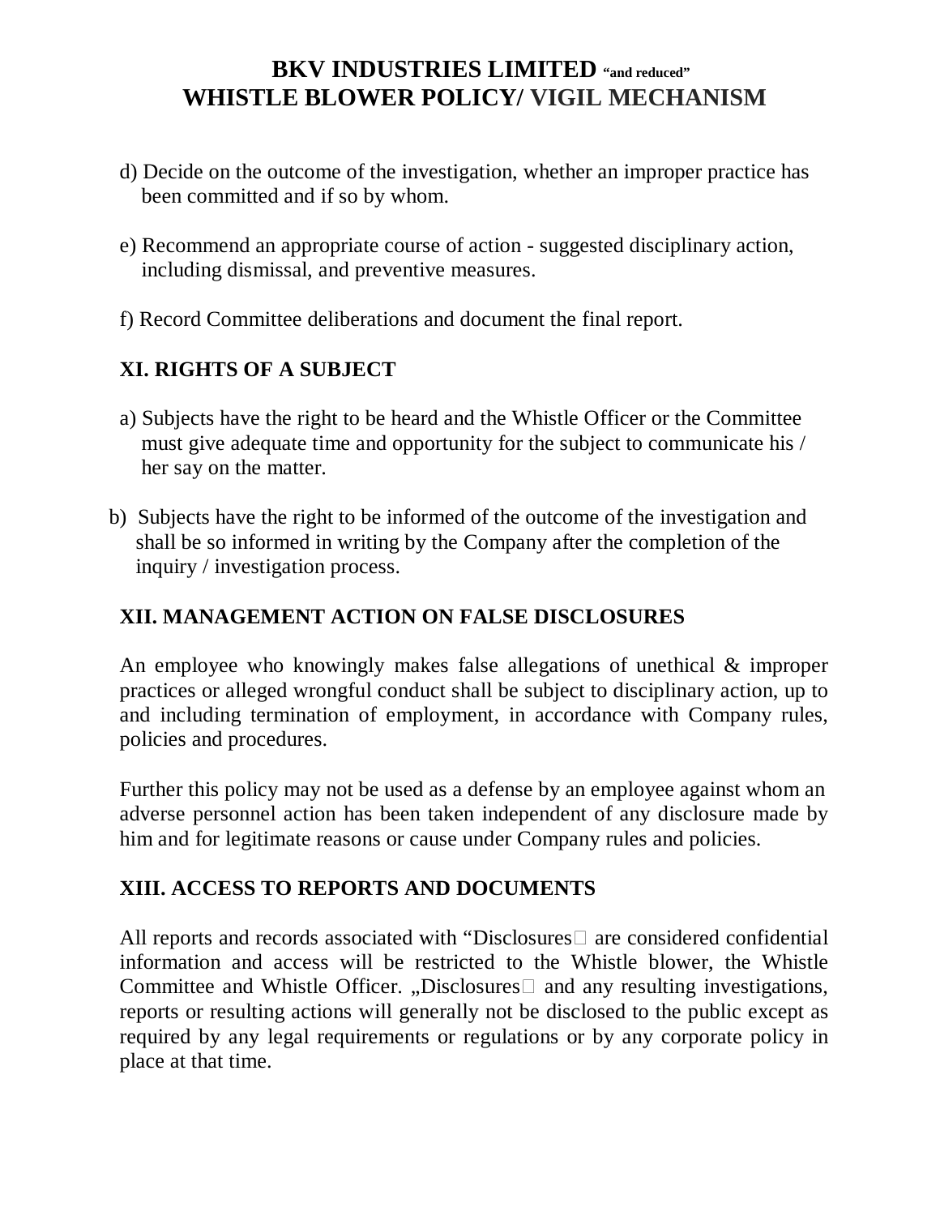d) Decide on the outcome of the investigation, whether an improper practice has been committed and if so by whom.

e) Recommend an appropriate course of action - suggested disciplinary action, including dismissal, and preventive measures.

f) Record Committee deliberations and document the final report.

## XI. RIGHTS OF A SUBJECT

a) Subjects have the right to be heard and the Whistle Officer or the Committee must give adequate time and opportunity for the subject to communicate his / her say on the matter.

b) Subjects have the right to be informed of the outcome of the investigation and shall be so informed in writing by the Company after the completion of the inquiry / investigation process.

## XII. MANAGEMENT ACTION ON FALSE DISCLOSURES

An employee who knowingly makes false allegations of unethical & improper practices or alleged wrongful conduct shall be subject to disciplinary action, up to and including termination of employment, in accordance with Company rules, policies and procedures.

Further this policy may not be used as a defense by an employee against whom an adverse personnel action has been taken independent of any disclosure made by him and for legitimate reasons or cause under Company rules and policies.

## XIII. ACCESS TO REPORTS AND DOCUMENTS

All reports and records associated with "Disclosures are considered confidential information and access will be restricted to the Whistle blower, the Whistle Committee and Whistle Officer. „Disclosures and any resulting investigations, reports or resulting actions will generally not be disclosed to the public except as required by any legal requirements or regulations or by any corporate policy in place at that time.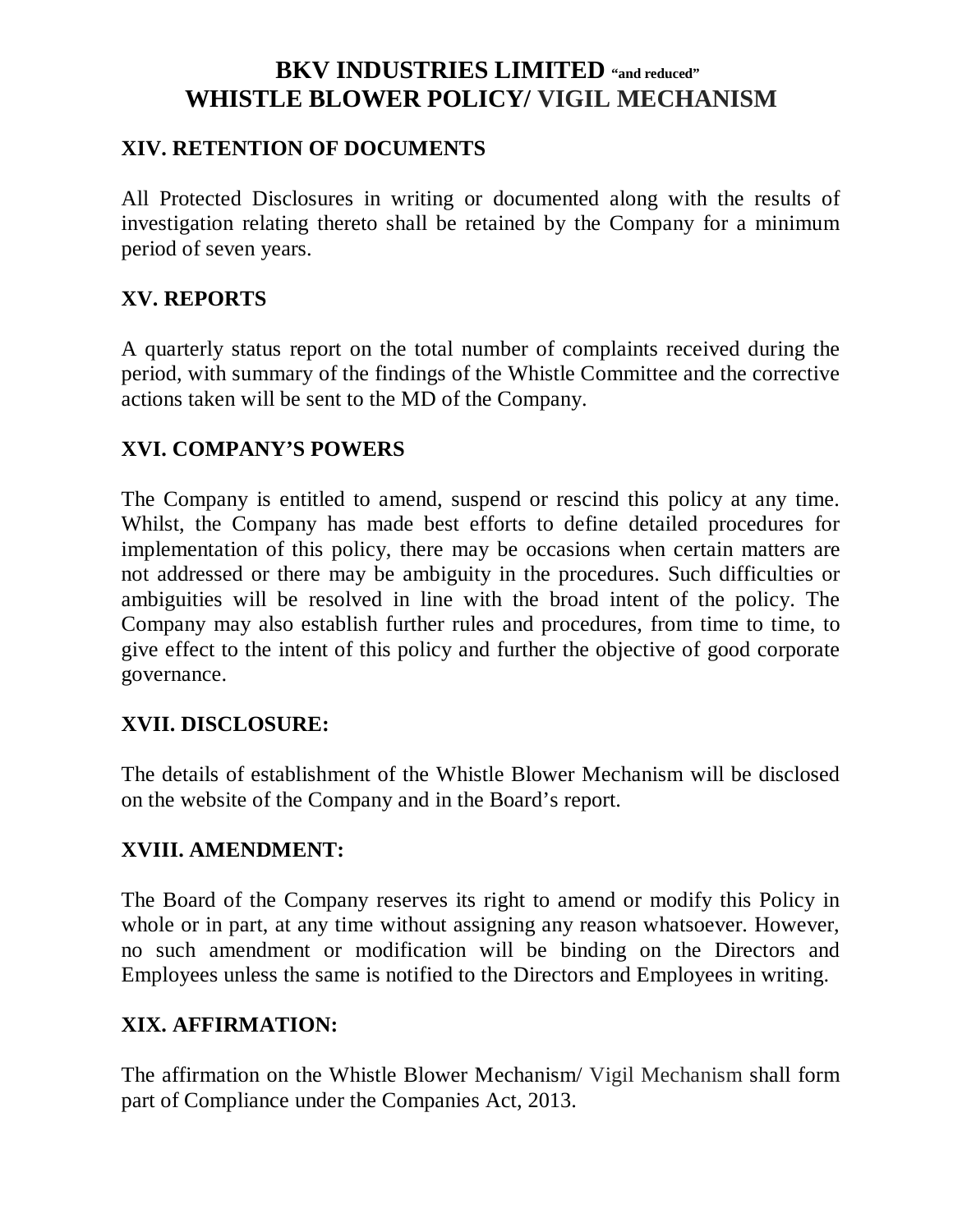# BKV INDUSTRIES LIMITED "and reduced"
# WHISTLE BLOWER POLICY/ VIGIL MECHANISM

## XIV. RETENTION OF DOCUMENTS

All Protected Disclosures in writing or documented along with the results of investigation relating thereto shall be retained by the Company for a minimum period of seven years.

## XV. REPORTS

A quarterly status report on the total number of complaints received during the period, with summary of the findings of the Whistle Committee and the corrective actions taken will be sent to the MD of the Company.

## XVI. COMPANY'S POWERS

The Company is entitled to amend, suspend or rescind this policy at any time. Whilst, the Company has made best efforts to define detailed procedures for implementation of this policy, there may be occasions when certain matters are not addressed or there may be ambiguity in the procedures. Such difficulties or ambiguities will be resolved in line with the broad intent of the policy. The Company may also establish further rules and procedures, from time to time, to give effect to the intent of this policy and further the objective of good corporate governance.

## XVII. DISCLOSURE:

The details of establishment of the Whistle Blower Mechanism will be disclosed on the website of the Company and in the Board's report.

## XVIII. AMENDMENT:

The Board of the Company reserves its right to amend or modify this Policy in whole or in part, at any time without assigning any reason whatsoever. However, no such amendment or modification will be binding on the Directors and Employees unless the same is notified to the Directors and Employees in writing.

## XIX. AFFIRMATION:

The affirmation on the Whistle Blower Mechanism/ Vigil Mechanism shall form part of Compliance under the Companies Act, 2013.